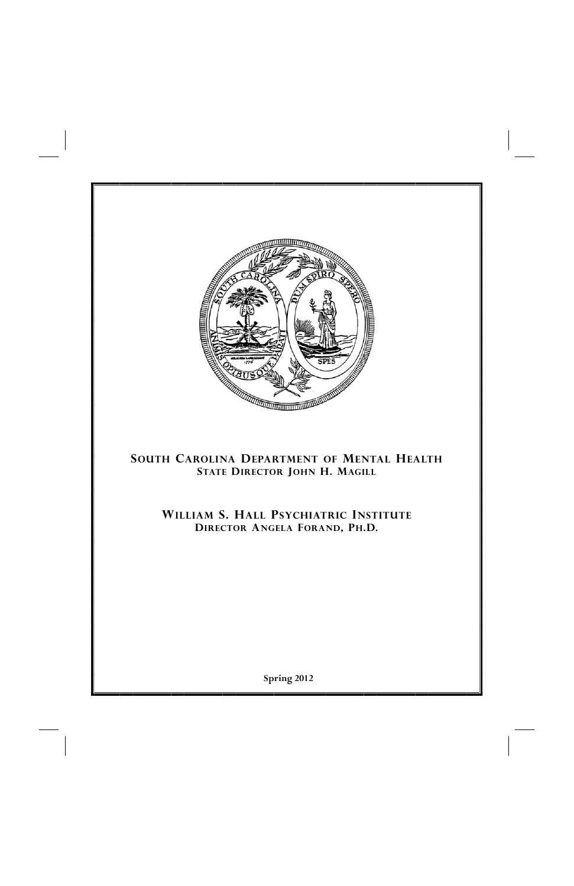**SOUTH CAROLINA DEPARTMENT OF MENTAL HEALTH**
**STATE DIRECTOR JOHN H. MAGILL**

**WILLIAM S. HALL PSYCHIATRIC INSTITUTE**
**DIRECTOR ANGELA FORAND, PH.D.**

**Spring 2012**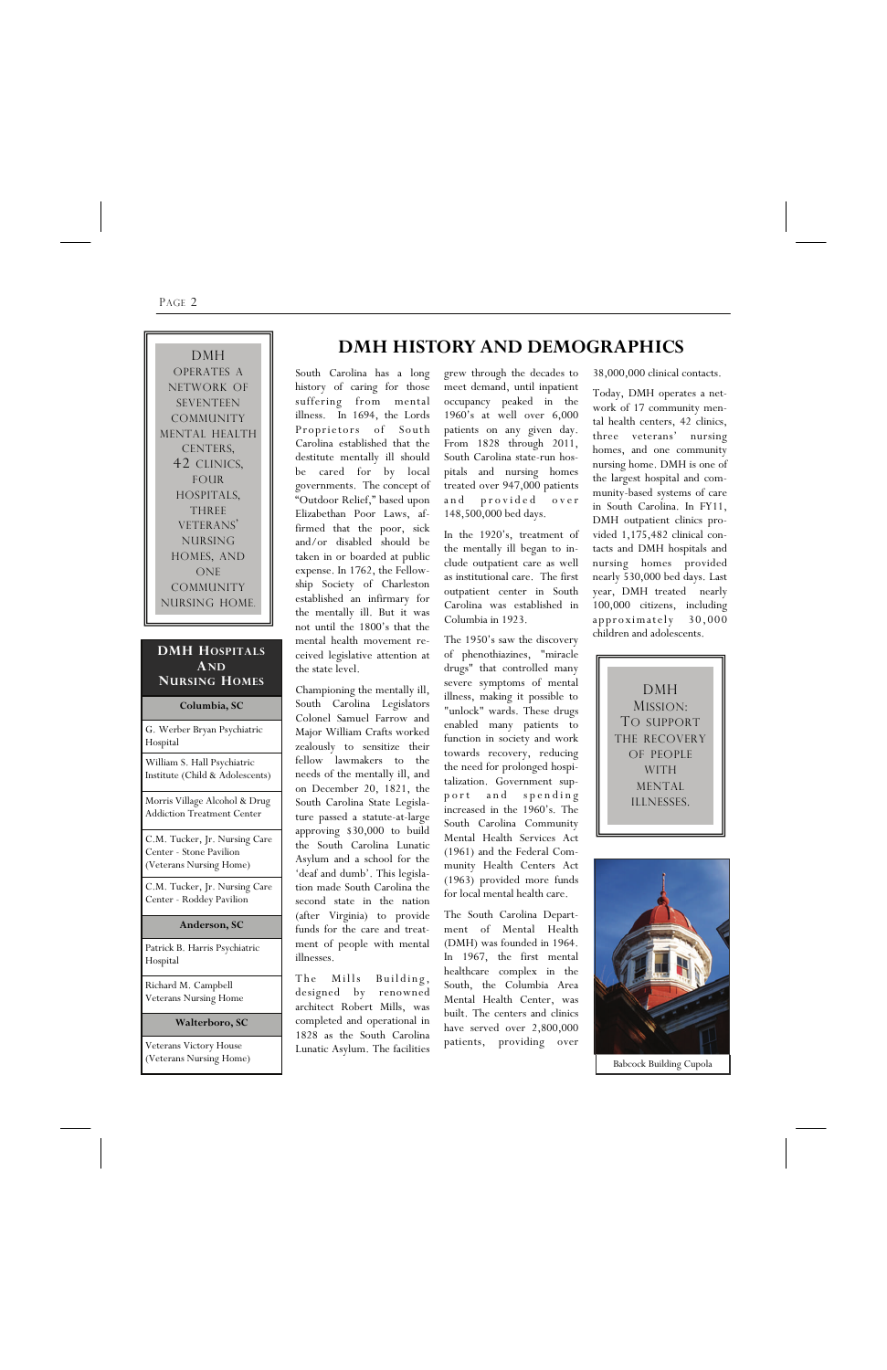# DMH History and Demographics

South Carolina has a long history of caring for those suffering from mental illness. In 1694, the Lords Proprietors of South Carolina established that the destitute mentally ill should be cared for by local governments. The concept of "Outdoor Relief," based upon Elizabethan Poor Laws, affirmed that the poor, sick and/or disabled should be taken in or boarded at public expense. In 1762, the Fellowship Society of Charleston established an infirmary for the mentally ill. But it was not until the 1800's that the mental health movement received legislative attention at the state level.

Championing the mentally ill, South Carolina Legislators Colonel Samuel Farrow and Major William Crafts worked zealously to sensitize their fellow lawmakers to the needs of the mentally ill, and on December 20, 1821, the South Carolina State Legislature passed a statute-at-large approving $30,000 to build the South Carolina Lunatic Asylum and a school for the 'deaf and dumb'. This legislation made South Carolina the second state in the nation (after Virginia) to provide funds for the care and treatment of people with mental illnesses.

The Mills Building, designed by renowned architect Robert Mills, was completed and operational in 1828 as the South Carolina Lunatic Asylum. The facilities grew through the decades to meet demand, until inpatient occupancy peaked in the 1960's at well over 6,000 patients on any given day. From 1828 through 2011, South Carolina state-run hospitals and nursing homes treated over 947,000 patients and provided over 148,500,000 bed days.

In the 1920's, treatment of the mentally ill began to include outpatient care as well as institutional care. The first outpatient center in South Carolina was established in Columbia in 1923.

The 1950's saw the discovery of phenothiazines, "miracle drugs" that controlled many severe symptoms of mental illness, making it possible to "unlock" wards. These drugs enabled many patients to function in society and work towards recovery, reducing the need for prolonged hospitalization. Government support and spending increased in the 1960's. The South Carolina Community Mental Health Services Act (1961) and the Federal Community Health Centers Act (1963) provided more funds for local mental health care.

The South Carolina Department of Mental Health (DMH) was founded in 1964. In 1967, the first mental healthcare complex in the South, the Columbia Area Mental Health Center, was built. The centers and clinics have served over 2,800,000 patients, providing over 38,000,000 clinical contacts.

Today, DMH operates a network of 17 community mental health centers, 42 clinics, three veterans' nursing homes, and one community nursing home. DMH is one of the largest hospital and community-based systems of care in South Carolina. In FY11, DMH outpatient clinics provided 1,175,482 clinical contacts and DMH hospitals and nursing homes provided nearly 530,000 bed days. Last year, DMH treated nearly 100,000 citizens, including approximately 30,000 children and adolescents.

**DMH operates a network of seventeen community mental health centers, 42 clinics, four hospitals, three veterans' nursing homes, and one community nursing home.**

**DMH Mission: To support the recovery of people with mental illnesses.**

## DMH Hospitals and Nursing Homes

**Columbia, SC**

- G. Werber Bryan Psychiatric Hospital
- William S. Hall Psychiatric Institute (Child & Adolescents)
- Morris Village Alcohol & Drug Addiction Treatment Center
- C.M. Tucker, Jr. Nursing Care Center - Stone Pavilion (Veterans Nursing Home)
- C.M. Tucker, Jr. Nursing Care Center - Roddey Pavilion

**Anderson, SC**

- Patrick B. Harris Psychiatric Hospital
- Richard M. Campbell Veterans Nursing Home

**Walterboro, SC**

- Veterans Victory House (Veterans Nursing Home)

Babcock Building Cupola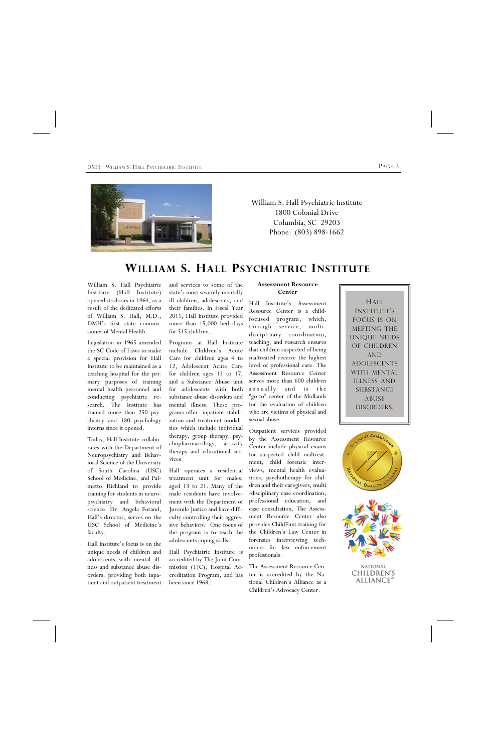William S. Hall Psychiatric Institute
1800 Colonial Drive
Columbia, SC 29203
Phone: (803) 898-1662

# William S. Hall Psychiatric Institute

William S. Hall Psychiatric Institute (Hall Institute) opened its doors in 1964, as a result of the dedicated efforts of William S. Hall, M.D., DMH's first state commissioner of Mental Health.

Legislation in 1965 amended the SC Code of Laws to make a special provision for Hall Institute to be maintained as a teaching hospital for the primary purposes of training mental health personnel and conducting psychiatric research. The Institute has trained more than 250 psychiatry and 180 psychology interns since it opened.

Today, Hall Institute collaborates with the Department of Neuropsychiatry and Behavioral Science of the University of South Carolina (USC) School of Medicine, and Palmetto Richland to provide training for students in neuropsychiatry and behavioral science. Dr. Angela Forand, Hall's director, serves on the USC School of Medicine's faculty.

Hall Institute's focus is on the unique needs of children and adolescents with mental illness and substance abuse disorders, providing both inpatient and outpatient treatment and services to some of the state's most severely mentally ill children, adolescents, and their families. In Fiscal Year 2011, Hall Institute provided more than 15,000 bed days for 515 children.

Programs at Hall Institute include Children's Acute Care for children ages 4 to 12, Adolescent Acute Care for children ages 13 to 17, and a Substance Abuse unit for adolescents with both substance abuse disorders and mental illness. These programs offer inpatient stabilization and treatment modalities which include individual therapy, group therapy, psychopharmacology, activity therapy and educational services.

Hall operates a residential treatment unit for males, aged 13 to 21. Many of the male residents have involvement with the Department of Juvenile Justice and have difficulty controlling their aggressive behaviors. One focus of the program is to teach the adolescents coping skills.

Hall Psychiatric Institute is accredited by The Joint Commission (TJC), Hospital Accreditation Program, and has been since 1968.

**Assessment Resource Center**

Hall Institute's Assessment Resource Center is a child-focused program, which, through service, multi-disciplinary coordination, teaching, and research ensures that children suspected of being maltreated receive the highest level of professional care. The Assessment Resource Center serves more than 600 children annually and is the "go-to" center of the Midlands for the evaluation of children who are victims of physical and sexual abuse.

Outpatient services provided by the Assessment Resource Center include physical exams for suspected child maltreatment, child forensic interviews, mental health evaluations, psychotherapy for children and their caregivers, multi-disciplinary case coordination, professional education, and case consultation. The Assessment Resource Center also provides ChildFirst training for the Children's Law Center in forensics interviewing techniques for law enforcement professionals.

The Assessment Resource Center is accredited by the National Children's Alliance as a Children's Advocacy Center.

Hall Institute's focus is on meeting the unique needs of children and adolescents with mental illness and substance abuse disorders.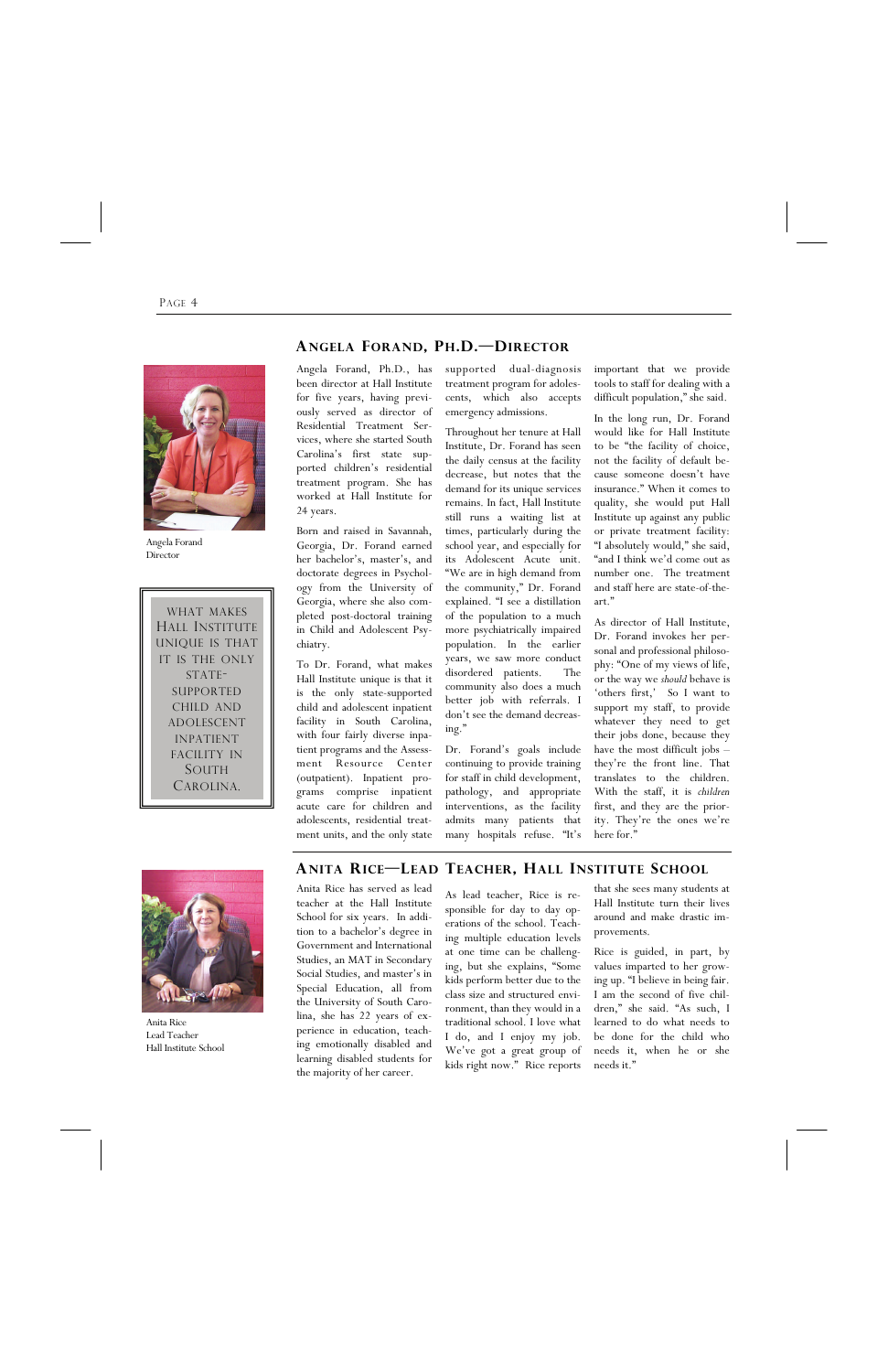## Angela Forand, Ph.D.—Director

Angela Forand
Director

> WHAT MAKES HALL INSTITUTE UNIQUE IS THAT IT IS THE ONLY STATE-SUPPORTED CHILD AND ADOLESCENT INPATIENT FACILITY IN SOUTH CAROLINA.

Angela Forand, Ph.D., has been director at Hall Institute for five years, having previously served as director of Residential Treatment Services, where she started South Carolina's first state supported children's residential treatment program. She has worked at Hall Institute for 24 years.

Born and raised in Savannah, Georgia, Dr. Forand earned her bachelor's, master's, and doctorate degrees in Psychology from the University of Georgia, where she also completed post-doctoral training in Child and Adolescent Psychiatry.

To Dr. Forand, what makes Hall Institute unique is that it is the only state-supported child and adolescent inpatient facility in South Carolina, with four fairly diverse inpatient programs and the Assessment Resource Center (outpatient). Inpatient programs comprise inpatient acute care for children and adolescents, residential treatment units, and the only state supported dual-diagnosis treatment program for adolescents, which also accepts emergency admissions.

Throughout her tenure at Hall Institute, Dr. Forand has seen the daily census at the facility decrease, but notes that the demand for its unique services remains. In fact, Hall Institute still runs a waiting list at times, particularly during the school year, and especially for its Adolescent Acute unit. "We are in high demand from the community," Dr. Forand explained. "I see a distillation of the population to a much more psychiatrically impaired population. In the earlier years, we saw more conduct disordered patients. The community also does a much better job with referrals. I don't see the demand decreasing."

Dr. Forand's goals include continuing to provide training for staff in child development, pathology, and appropriate interventions, as the facility admits many patients that many hospitals refuse. "It's important that we provide tools to staff for dealing with a difficult population," she said.

In the long run, Dr. Forand would like for Hall Institute to be "the facility of choice, not the facility of default because someone doesn't have insurance." When it comes to quality, she would put Hall Institute up against any public or private treatment facility: "I absolutely would," she said, "and I think we'd come out as number one. The treatment and staff here are state-of-the-art."

As director of Hall Institute, Dr. Forand invokes her personal and professional philosophy: "One of my views of life, or the way we *should* behave is 'others first,' So I want to support my staff, to provide whatever they need to get their jobs done, because they have the most difficult jobs – they're the front line. That translates to the children. With the staff, it is *children* first, and they are the priority. They're the ones we're here for."

## Anita Rice—Lead Teacher, Hall Institute School

Anita Rice
Lead Teacher
Hall Institute School

Anita Rice has served as lead teacher at the Hall Institute School for six years. In addition to a bachelor's degree in Government and International Studies, an MAT in Secondary Social Studies, and master's in Special Education, all from the University of South Carolina, she has 22 years of experience in education, teaching emotionally disabled and learning disabled students for the majority of her career.

As lead teacher, Rice is responsible for day to day operations of the school. Teaching multiple education levels at one time can be challenging, but she explains, "Some kids perform better due to the class size and structured environment, than they would in a traditional school. I love what I do, and I enjoy my job. We've got a great group of kids right now." Rice reports that she sees many students at Hall Institute turn their lives around and make drastic improvements.

Rice is guided, in part, by values imparted to her growing up. "I believe in being fair. I am the second of five children," she said. "As such, I learned to do what needs to be done for the child who needs it, when he or she needs it."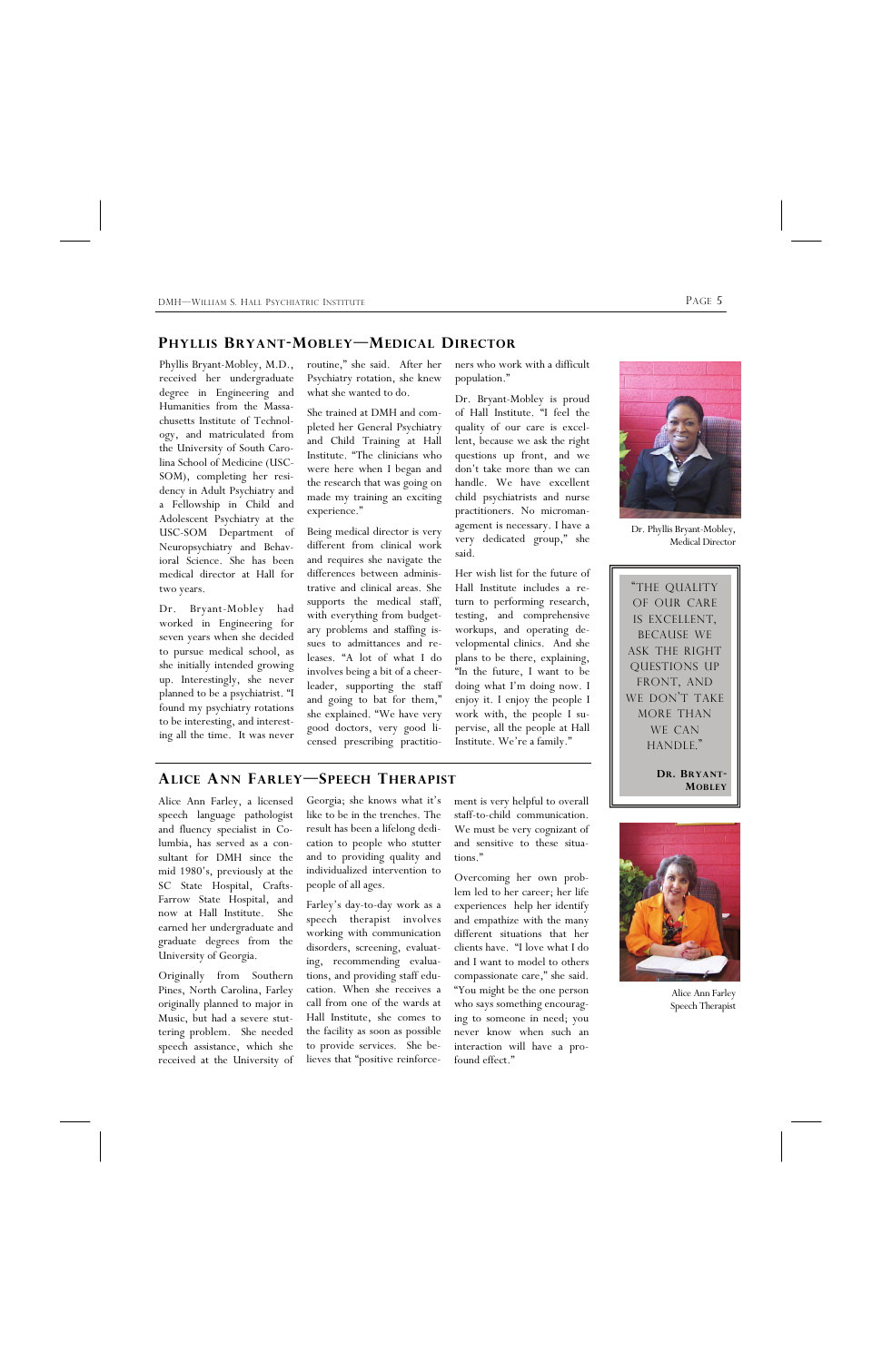## Phyllis Bryant-Mobley—Medical Director

Phyllis Bryant-Mobley, M.D., received her undergraduate degree in Engineering and Humanities from the Massachusetts Institute of Technology, and matriculated from the University of South Carolina School of Medicine (USC-SOM), completing her residency in Adult Psychiatry and a Fellowship in Child and Adolescent Psychiatry at the USC-SOM Department of Neuropsychiatry and Behavioral Science. She has been medical director at Hall for two years.

Dr. Bryant-Mobley had worked in Engineering for seven years when she decided to pursue medical school, as she initially intended growing up. Interestingly, she never planned to be a psychiatrist. "I found my psychiatry rotations to be interesting, and interesting all the time. It was never routine," she said. After her Psychiatry rotation, she knew what she wanted to do.

She trained at DMH and completed her General Psychiatry and Child Training at Hall Institute. "The clinicians who were here when I began and the research that was going on made my training an exciting experience."

Being medical director is very different from clinical work and requires she navigate the differences between administrative and clinical areas. She supports the medical staff, with everything from budgetary problems and staffing issues to admittances and releases. "A lot of what I do involves being a bit of a cheerleader, supporting the staff and going to bat for them," she explained. "We have very good doctors, very good licensed prescribing practitioners who work with a difficult population."

Dr. Bryant-Mobley is proud of Hall Institute. "I feel the quality of our care is excellent, because we ask the right questions up front, and we don't take more than we can handle. We have excellent child psychiatrists and nurse practitioners. No micromanagement is necessary. I have a very dedicated group," she said.

Her wish list for the future of Hall Institute includes a return to performing research, testing, and comprehensive workups, and operating developmental clinics. And she plans to be there, explaining, "In the future, I want to be doing what I'm doing now. I enjoy it. I enjoy the people I work with, the people I supervise, all the people at Hall Institute. We're a family."

Dr. Phyllis Bryant-Mobley, Medical Director

> "The quality of our care is excellent, because we ask the right questions up front, and we don't take more than we can handle."
>
> **Dr. Bryant-Mobley**

## Alice Ann Farley—Speech Therapist

Alice Ann Farley, a licensed speech language pathologist and fluency specialist in Columbia, has served as a consultant for DMH since the mid 1980's, previously at the SC State Hospital, Crafts-Farrow State Hospital, and now at Hall Institute. She earned her undergraduate and graduate degrees from the University of Georgia.

Originally from Southern Pines, North Carolina, Farley originally planned to major in Music, but had a severe stuttering problem. She needed speech assistance, which she received at the University of Georgia; she knows what it's like to be in the trenches. The result has been a lifelong dedication to people who stutter and to providing quality and individualized intervention to people of all ages.

Farley's day-to-day work as a speech therapist involves working with communication disorders, screening, evaluating, recommending evaluations, and providing staff education. When she receives a call from one of the wards at Hall Institute, she comes to the facility as soon as possible to provide services. She believes that "positive reinforcement is very helpful to overall staff-to-child communication. We must be very cognizant of and sensitive to these situations."

Overcoming her own problem led to her career; her life experiences help her identify and empathize with the many different situations that her clients have. "I love what I do and I want to model to others compassionate care," she said. "You might be the one person who says something encouraging to someone in need; you never know when such an interaction will have a profound effect."

Alice Ann Farley
Speech Therapist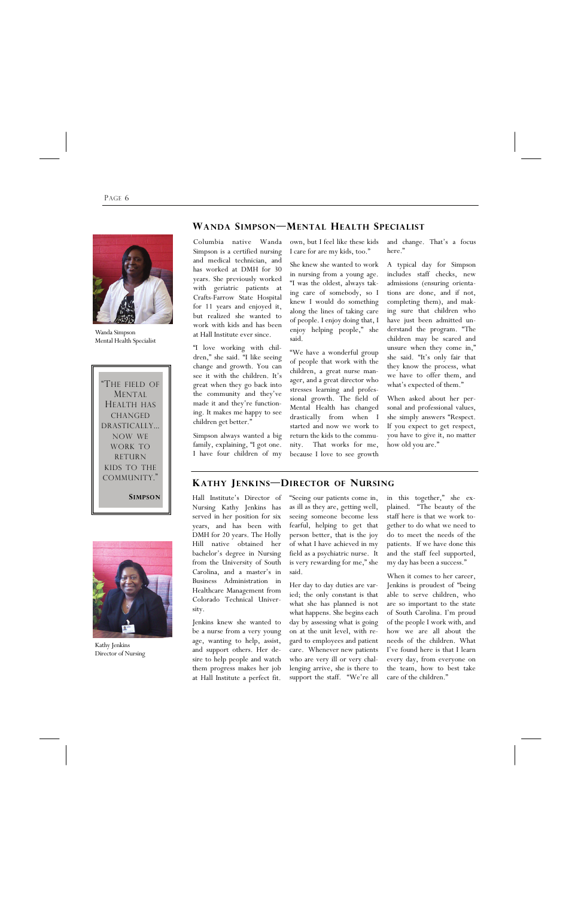## Wanda Simpson—Mental Health Specialist

Wanda Simpson
Mental Health Specialist

> "The field of Mental Health has changed drastically... now we work to return kids to the community."
>
> **Simpson**

Columbia native Wanda Simpson is a certified nursing and medical technician, and has worked at DMH for 30 years. She previously worked with geriatric patients at Crafts-Farrow State Hospital for 11 years and enjoyed it, but realized she wanted to work with kids and has been at Hall Institute ever since.

"I love working with children," she said. "I like seeing change and growth. You can see it with the children. It's great when they go back into the community and they've made it and they're functioning. It makes me happy to see children get better."

Simpson always wanted a big family, explaining, "I got one. I have four children of my own, but I feel like these kids I care for are my kids, too."

She knew she wanted to work in nursing from a young age. "I was the oldest, always taking care of somebody, so I knew I would do something along the lines of taking care of people. I enjoy doing that, I enjoy helping people," she said.

"We have a wonderful group of people that work with the children, a great nurse manager, and a great director who stresses learning and professional growth. The field of Mental Health has changed drastically from when I started and now we work to return the kids to the community. That works for me, because I love to see growth and change. That's a focus here."

A typical day for Simpson includes staff checks, new admissions (ensuring orientations are done, and if not, completing them), and making sure that children who have just been admitted understand the program. "The children may be scared and unsure when they come in," she said. "It's only fair that they know the process, what we have to offer them, and what's expected of them."

When asked about her personal and professional values, she simply answers "Respect. If you expect to get respect, you have to give it, no matter how old you are."

## Kathy Jenkins—Director of Nursing

Kathy Jenkins
Director of Nursing

Hall Institute's Director of Nursing Kathy Jenkins has served in her position for six years, and has been with DMH for 20 years. The Holly Hill native obtained her bachelor's degree in Nursing from the University of South Carolina, and a master's in Business Administration in Healthcare Management from Colorado Technical University.

Jenkins knew she wanted to be a nurse from a very young age, wanting to help, assist, and support others. Her desire to help people and watch them progress makes her job at Hall Institute a perfect fit. "Seeing our patients come in, as ill as they are, getting well, seeing someone become less fearful, helping to get that person better, that is the joy of what I have achieved in my field as a psychiatric nurse. It is very rewarding for me," she said.

Her day to day duties are varied; the only constant is that what she has planned is not what happens. She begins each day by assessing what is going on at the unit level, with regard to employees and patient care. Whenever new patients who are very ill or very challenging arrive, she is there to support the staff. "We're all in this together," she explained. "The beauty of the staff here is that we work together to do what we need to do to meet the needs of the patients. If we have done this and the staff feel supported, my day has been a success."

When it comes to her career, Jenkins is proudest of "being able to serve children, who are so important to the state of South Carolina. I'm proud of the people I work with, and how we are all about the needs of the children. What I've found here is that I learn every day, from everyone on the team, how to best take care of the children."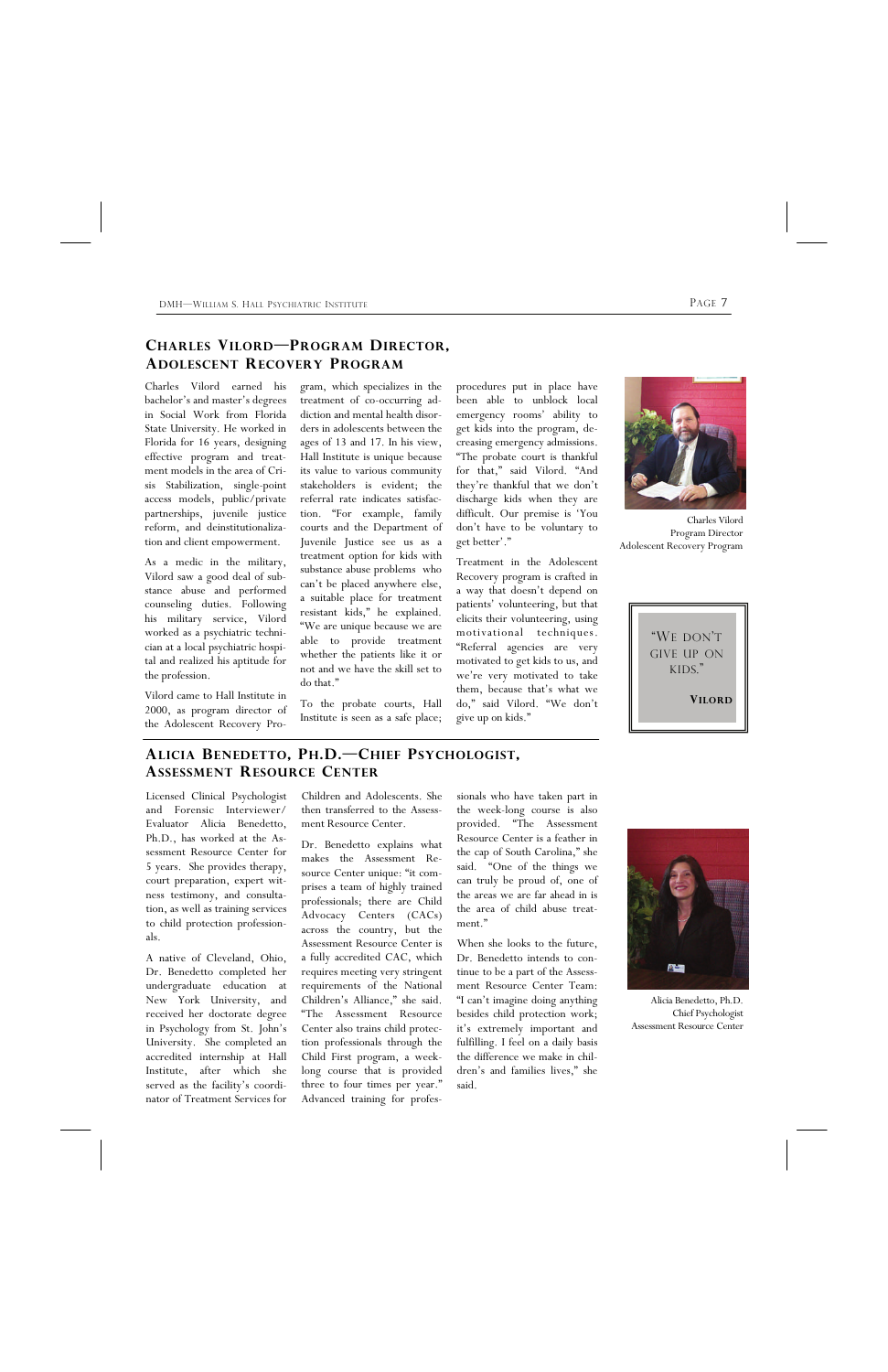## Charles Vilord—Program Director, Adolescent Recovery Program

Charles Vilord earned his bachelor's and master's degrees in Social Work from Florida State University. He worked in Florida for 16 years, designing effective program and treatment models in the area of Crisis Stabilization, single-point access models, public/private partnerships, juvenile justice reform, and deinstitutionalization and client empowerment.

As a medic in the military, Vilord saw a good deal of substance abuse and performed counseling duties. Following his military service, Vilord worked as a psychiatric technician at a local psychiatric hospital and realized his aptitude for the profession.

Vilord came to Hall Institute in 2000, as program director of the Adolescent Recovery Program, which specializes in the treatment of co-occurring addiction and mental health disorders in adolescents between the ages of 13 and 17. In his view, Hall Institute is unique because its value to various community stakeholders is evident; the referral rate indicates satisfaction. "For example, family courts and the Department of Juvenile Justice see us as a treatment option for kids with substance abuse problems who can't be placed anywhere else, a suitable place for treatment resistant kids," he explained. "We are unique because we are able to provide treatment whether the patients like it or not and we have the skill set to do that."

To the probate courts, Hall Institute is seen as a safe place; procedures put in place have been able to unblock local emergency rooms' ability to get kids into the program, decreasing emergency admissions. "The probate court is thankful for that," said Vilord. "And they're thankful that we don't discharge kids when they are difficult. Our premise is 'You don't have to be voluntary to get better'."

Treatment in the Adolescent Recovery program is crafted in a way that doesn't depend on patients' volunteering, but that elicits their volunteering, using motivational techniques. "Referral agencies are very motivated to get kids to us, and we're very motivated to take them, because that's what we do," said Vilord. "We don't give up on kids."

Charles Vilord
Program Director
Adolescent Recovery Program

> "We don't give up on kids."
>
> **Vilord**

## Alicia Benedetto, Ph.D.—Chief Psychologist, Assessment Resource Center

Licensed Clinical Psychologist and Forensic Interviewer/Evaluator Alicia Benedetto, Ph.D., has worked at the Assessment Resource Center for 5 years. She provides therapy, court preparation, expert witness testimony, and consultation, as well as training services to child protection professionals.

A native of Cleveland, Ohio, Dr. Benedetto completed her undergraduate education at New York University, and received her doctorate degree in Psychology from St. John's University. She completed an accredited internship at Hall Institute, after which she served as the facility's coordinator of Treatment Services for Children and Adolescents. She then transferred to the Assessment Resource Center.

Dr. Benedetto explains what makes the Assessment Resource Center unique: "it comprises a team of highly trained professionals; there are Child Advocacy Centers (CACs) across the country, but the Assessment Resource Center is a fully accredited CAC, which requires meeting very stringent requirements of the National Children's Alliance," she said. "The Assessment Resource Center also trains child protection professionals through the Child First program, a week-long course that is provided three to four times per year." Advanced training for professionals who have taken part in the week-long course is also provided. "The Assessment Resource Center is a feather in the cap of South Carolina," she said. "One of the things we can truly be proud of, one of the areas we are far ahead in is the area of child abuse treatment."

When she looks to the future, Dr. Benedetto intends to continue to be a part of the Assessment Resource Center Team: "I can't imagine doing anything besides child protection work; it's extremely important and fulfilling. I feel on a daily basis the difference we make in children's and families lives," she said.

Alicia Benedetto, Ph.D.
Chief Psychologist
Assessment Resource Center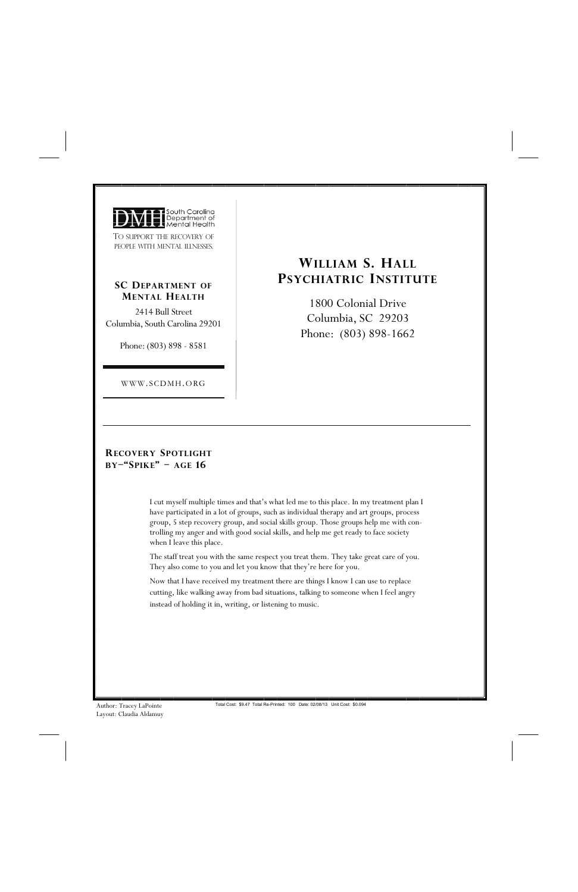DMH South Carolina Department of Mental Health

To support the recovery of people with mental illnesses.

**SC Department of Mental Health**

2414 Bull Street
Columbia, South Carolina 29201

Phone: (803) 898 - 8581

WWW.SCDMH.ORG

## William S. Hall Psychiatric Institute

1800 Colonial Drive
Columbia, SC 29203
Phone: (803) 898-1662

### Recovery Spotlight by–"Spike" – age 16

I cut myself multiple times and that's what led me to this place. In my treatment plan I have participated in a lot of groups, such as individual therapy and art groups, process group, 5 step recovery group, and social skills group. Those groups help me with controlling my anger and with good social skills, and help me get ready to face society when I leave this place.

The staff treat you with the same respect you treat them. They take great care of you. They also come to you and let you know that they're here for you.

Now that I have received my treatment there are things I know I can use to replace cutting, like walking away from bad situations, talking to someone when I feel angry instead of holding it in, writing, or listening to music.

Author: Tracey LaPointe
Layout: Claudia Aldamuy

Total Cost: $9.47 Total Re-Printed: 100 Date: 02/08/13 Unit Cost: $0.094